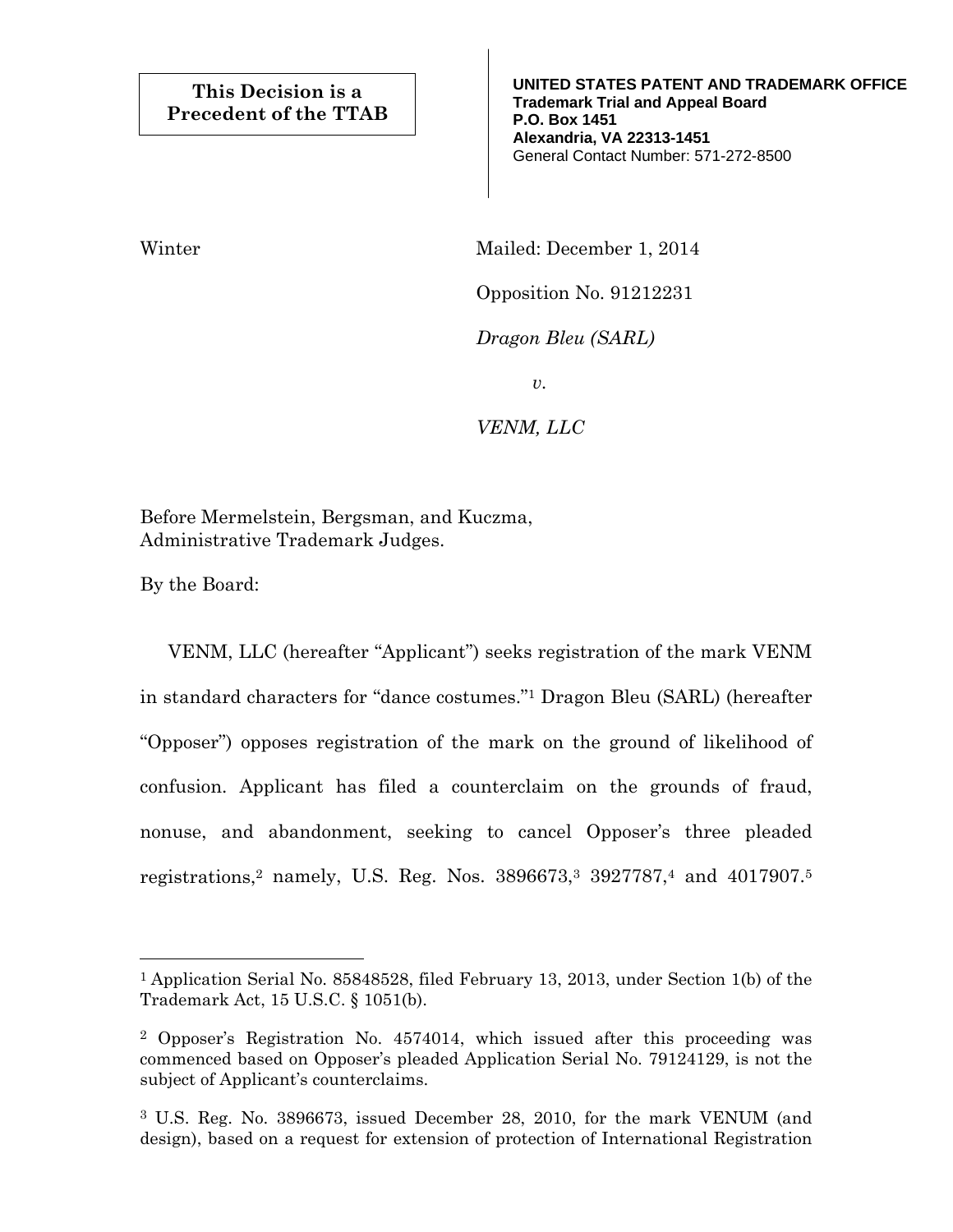**This Decision is a Precedent of the TTAB**

**UNITED STATES PATENT AND TRADEMARK OFFICE**
**Trademark Trial and Appeal Board**
**P.O. Box 1451**
**Alexandria, VA 22313-1451**
General Contact Number: 571-272-8500

Winter

Mailed: December 1, 2014

Opposition No. 91212231

*Dragon Bleu (SARL)*

*v.*

*VENM, LLC*

Before Mermelstein, Bergsman, and Kuczma,
Administrative Trademark Judges.

By the Board:

VENM, LLC (hereafter "Applicant") seeks registration of the mark VENM in standard characters for "dance costumes."[1] Dragon Bleu (SARL) (hereafter "Opposer") opposes registration of the mark on the ground of likelihood of confusion. Applicant has filed a counterclaim on the grounds of fraud, nonuse, and abandonment, seeking to cancel Opposer's three pleaded registrations,[2] namely, U.S. Reg. Nos. 3896673,[3] 3927787,[4] and 4017907.[5]

---

[1] Application Serial No. 85848528, filed February 13, 2013, under Section 1(b) of the Trademark Act, 15 U.S.C. § 1051(b).

[2] Opposer's Registration No. 4574014, which issued after this proceeding was commenced based on Opposer's pleaded Application Serial No. 79124129, is not the subject of Applicant's counterclaims.

[3] U.S. Reg. No. 3896673, issued December 28, 2010, for the mark VENUM (and design), based on a request for extension of protection of International Registration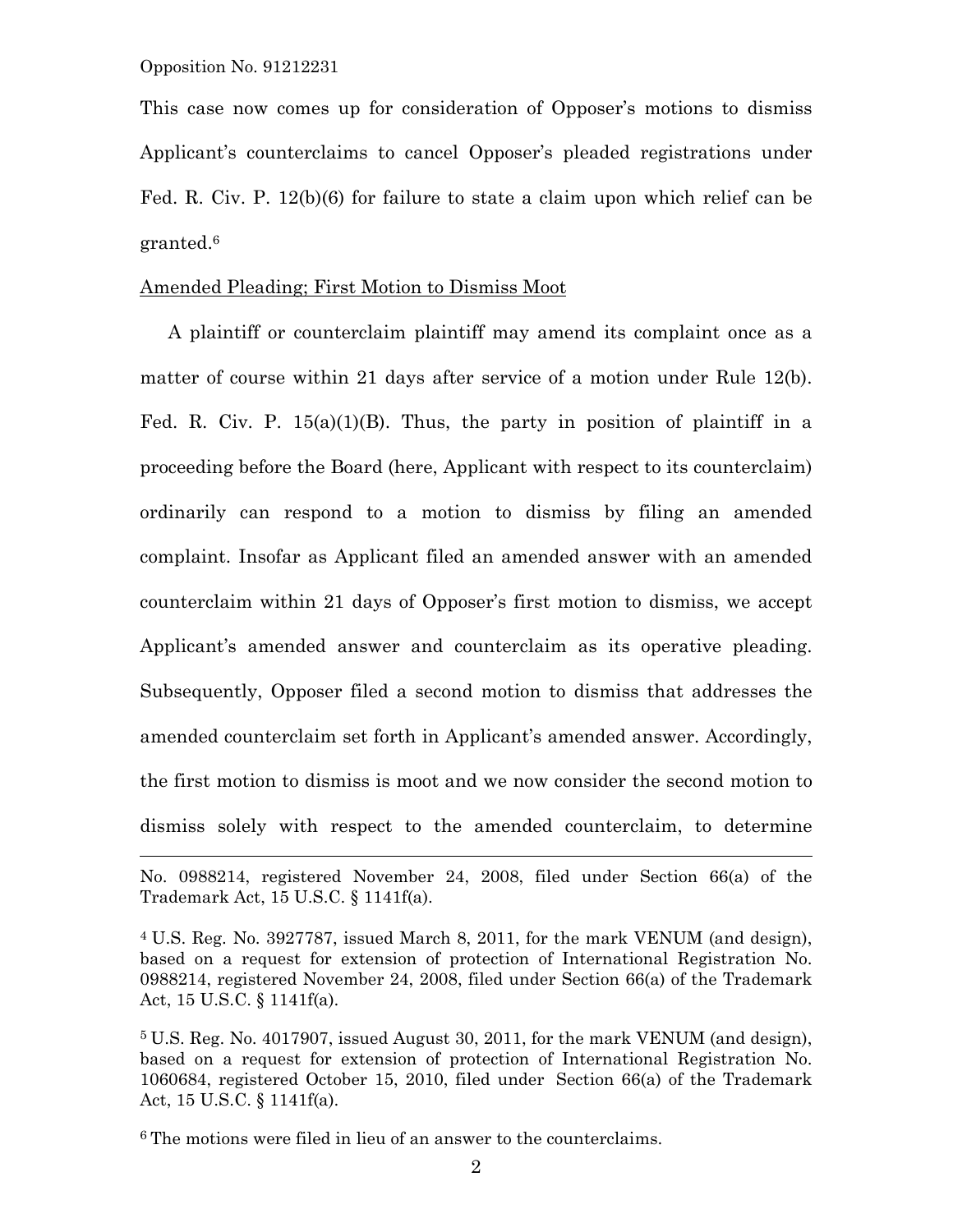This case now comes up for consideration of Opposer's motions to dismiss Applicant's counterclaims to cancel Opposer's pleaded registrations under Fed. R. Civ. P. 12(b)(6) for failure to state a claim upon which relief can be granted.[6]

Amended Pleading; First Motion to Dismiss Moot

A plaintiff or counterclaim plaintiff may amend its complaint once as a matter of course within 21 days after service of a motion under Rule 12(b). Fed. R. Civ. P. 15(a)(1)(B). Thus, the party in position of plaintiff in a proceeding before the Board (here, Applicant with respect to its counterclaim) ordinarily can respond to a motion to dismiss by filing an amended complaint. Insofar as Applicant filed an amended answer with an amended counterclaim within 21 days of Opposer's first motion to dismiss, we accept Applicant's amended answer and counterclaim as its operative pleading. Subsequently, Opposer filed a second motion to dismiss that addresses the amended counterclaim set forth in Applicant's amended answer. Accordingly, the first motion to dismiss is moot and we now consider the second motion to dismiss solely with respect to the amended counterclaim, to determine

---

No. 0988214, registered November 24, 2008, filed under Section 66(a) of the Trademark Act, 15 U.S.C. § 1141f(a).

[4] U.S. Reg. No. 3927787, issued March 8, 2011, for the mark VENUM (and design), based on a request for extension of protection of International Registration No. 0988214, registered November 24, 2008, filed under Section 66(a) of the Trademark Act, 15 U.S.C. § 1141f(a).

[5] U.S. Reg. No. 4017907, issued August 30, 2011, for the mark VENUM (and design), based on a request for extension of protection of International Registration No. 1060684, registered October 15, 2010, filed under Section 66(a) of the Trademark Act, 15 U.S.C. § 1141f(a).

[6] The motions were filed in lieu of an answer to the counterclaims.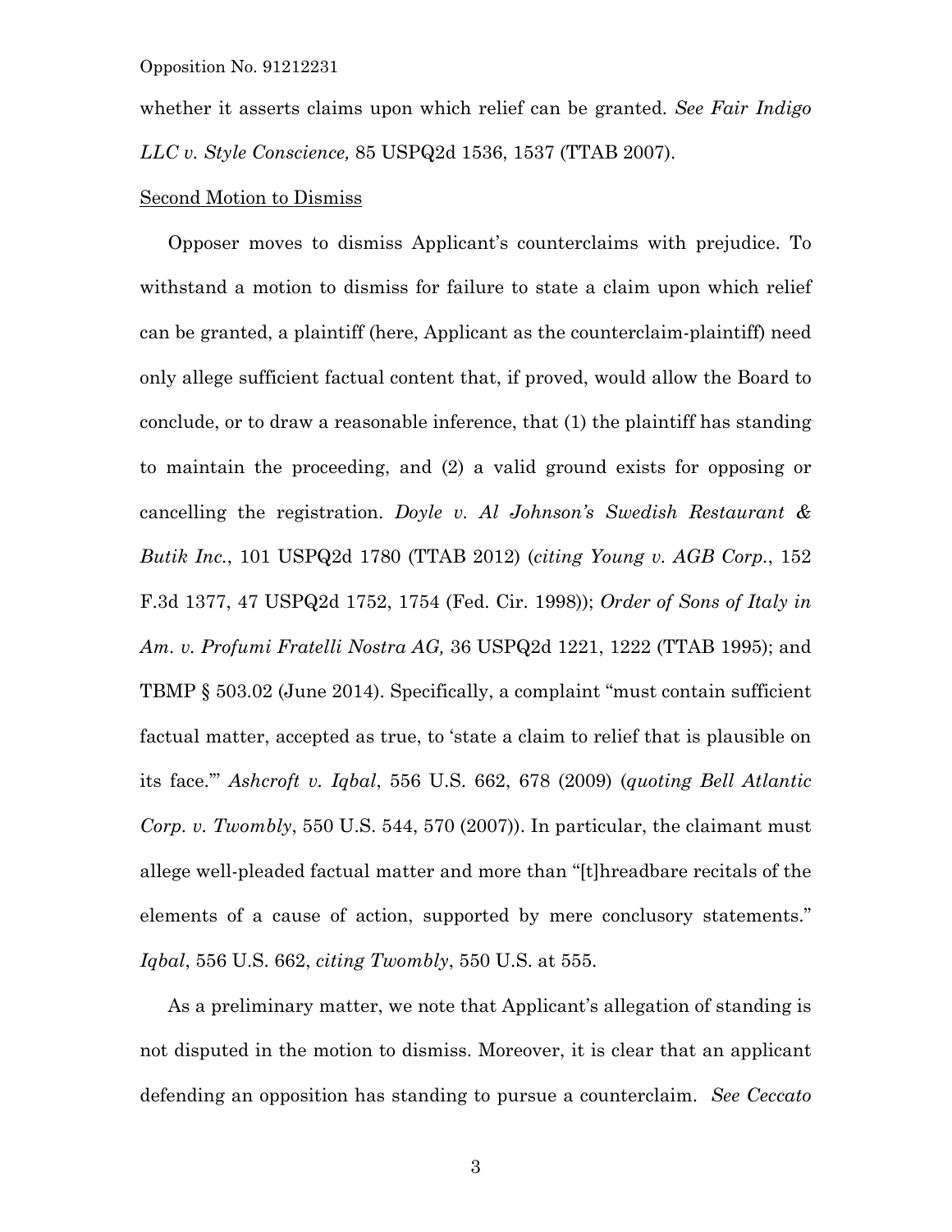whether it asserts claims upon which relief can be granted. *See Fair Indigo LLC v. Style Conscience,* 85 USPQ2d 1536, 1537 (TTAB 2007).

Second Motion to Dismiss

Opposer moves to dismiss Applicant's counterclaims with prejudice. To withstand a motion to dismiss for failure to state a claim upon which relief can be granted, a plaintiff (here, Applicant as the counterclaim-plaintiff) need only allege sufficient factual content that, if proved, would allow the Board to conclude, or to draw a reasonable inference, that (1) the plaintiff has standing to maintain the proceeding, and (2) a valid ground exists for opposing or cancelling the registration. *Doyle v. Al Johnson's Swedish Restaurant & Butik Inc.*, 101 USPQ2d 1780 (TTAB 2012) (*citing Young v. AGB Corp.*, 152 F.3d 1377, 47 USPQ2d 1752, 1754 (Fed. Cir. 1998)); *Order of Sons of Italy in Am. v. Profumi Fratelli Nostra AG,* 36 USPQ2d 1221, 1222 (TTAB 1995); and TBMP § 503.02 (June 2014). Specifically, a complaint "must contain sufficient factual matter, accepted as true, to 'state a claim to relief that is plausible on its face.'" *Ashcroft v. Iqbal*, 556 U.S. 662, 678 (2009) (*quoting Bell Atlantic Corp. v. Twombly*, 550 U.S. 544, 570 (2007)). In particular, the claimant must allege well-pleaded factual matter and more than "[t]hreadbare recitals of the elements of a cause of action, supported by mere conclusory statements." *Iqbal*, 556 U.S. 662, *citing Twombly*, 550 U.S. at 555.

As a preliminary matter, we note that Applicant's allegation of standing is not disputed in the motion to dismiss. Moreover, it is clear that an applicant defending an opposition has standing to pursue a counterclaim. *See Ceccato*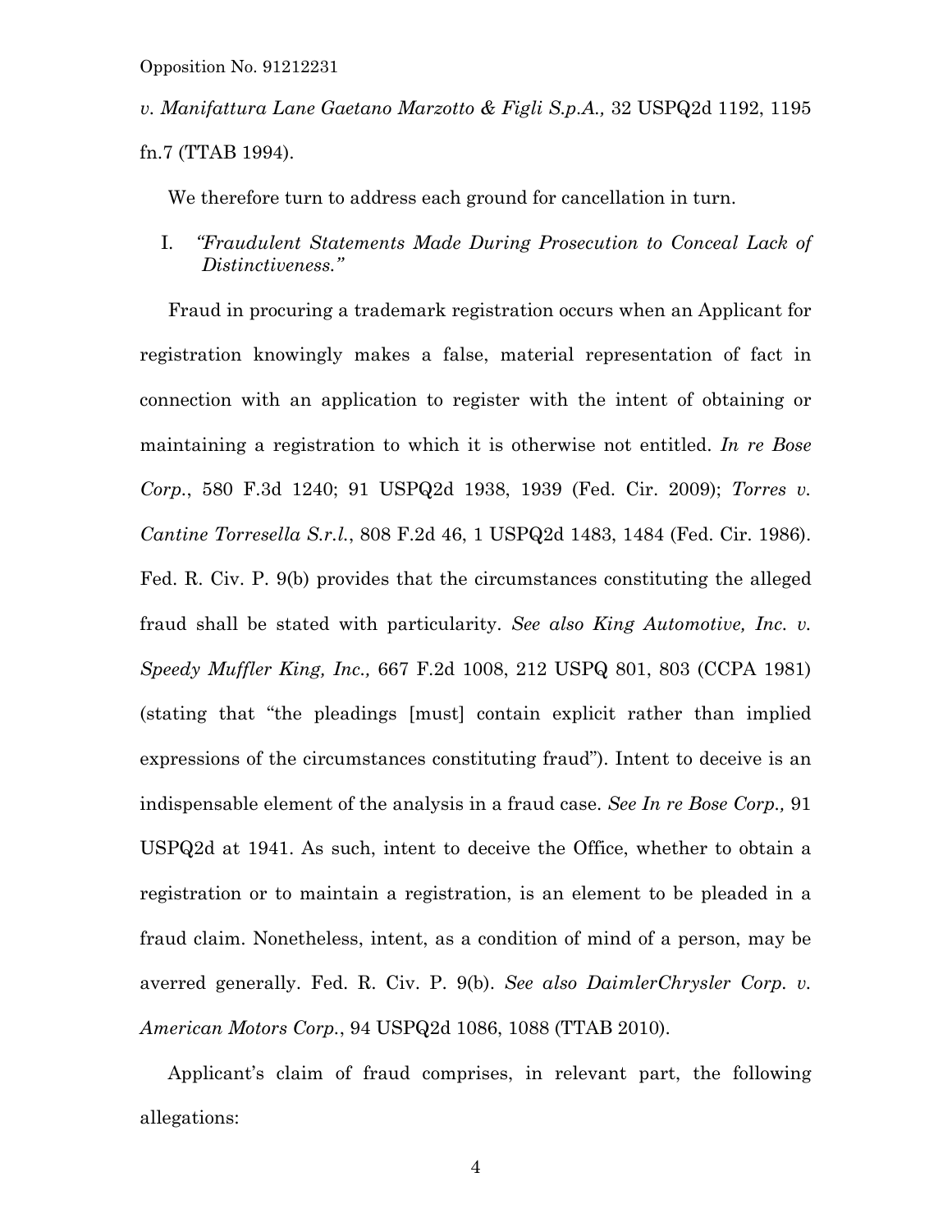*v. Manifattura Lane Gaetano Marzotto & Figli S.p.A.,* 32 USPQ2d 1192, 1195 fn.7 (TTAB 1994).

We therefore turn to address each ground for cancellation in turn.

I. *"Fraudulent Statements Made During Prosecution to Conceal Lack of Distinctiveness."*

Fraud in procuring a trademark registration occurs when an Applicant for registration knowingly makes a false, material representation of fact in connection with an application to register with the intent of obtaining or maintaining a registration to which it is otherwise not entitled. *In re Bose Corp.*, 580 F.3d 1240; 91 USPQ2d 1938, 1939 (Fed. Cir. 2009); *Torres v. Cantine Torresella S.r.l.*, 808 F.2d 46, 1 USPQ2d 1483, 1484 (Fed. Cir. 1986). Fed. R. Civ. P. 9(b) provides that the circumstances constituting the alleged fraud shall be stated with particularity. *See also King Automotive, Inc. v. Speedy Muffler King, Inc.,* 667 F.2d 1008, 212 USPQ 801, 803 (CCPA 1981) (stating that "the pleadings [must] contain explicit rather than implied expressions of the circumstances constituting fraud"). Intent to deceive is an indispensable element of the analysis in a fraud case. *See In re Bose Corp.,* 91 USPQ2d at 1941. As such, intent to deceive the Office, whether to obtain a registration or to maintain a registration, is an element to be pleaded in a fraud claim. Nonetheless, intent, as a condition of mind of a person, may be averred generally. Fed. R. Civ. P. 9(b). *See also DaimlerChrysler Corp. v. American Motors Corp.*, 94 USPQ2d 1086, 1088 (TTAB 2010).

Applicant's claim of fraud comprises, in relevant part, the following allegations: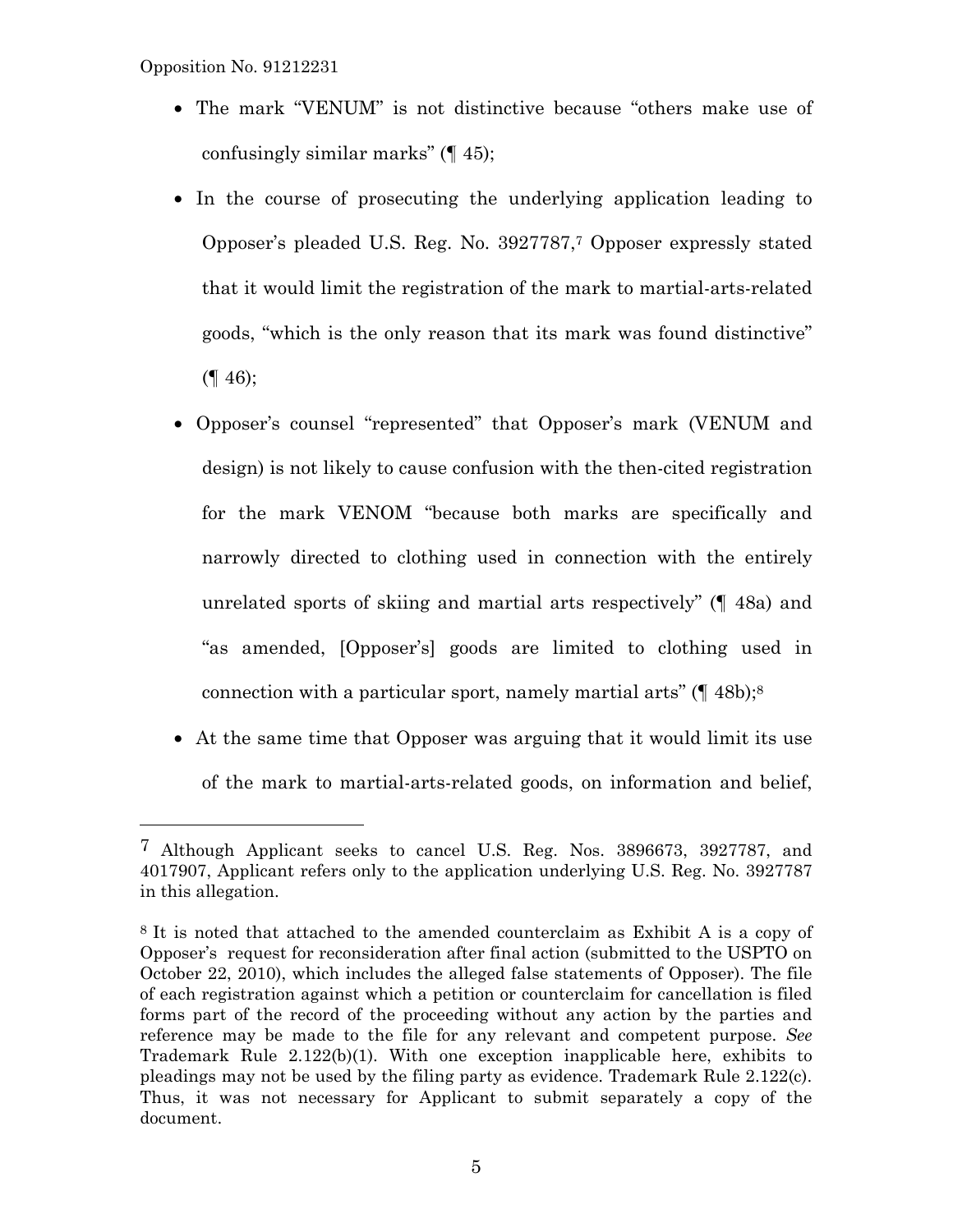- The mark "VENUM" is not distinctive because "others make use of confusingly similar marks" (¶ 45);
- In the course of prosecuting the underlying application leading to Opposer's pleaded U.S. Reg. No. 3927787,[7] Opposer expressly stated that it would limit the registration of the mark to martial-arts-related goods, "which is the only reason that its mark was found distinctive" (¶ 46);
- Opposer's counsel "represented" that Opposer's mark (VENUM and design) is not likely to cause confusion with the then-cited registration for the mark VENOM "because both marks are specifically and narrowly directed to clothing used in connection with the entirely unrelated sports of skiing and martial arts respectively" (¶ 48a) and "as amended, [Opposer's] goods are limited to clothing used in connection with a particular sport, namely martial arts" (¶ 48b);[8]
- At the same time that Opposer was arguing that it would limit its use of the mark to martial-arts-related goods, on information and belief,

---

[7] Although Applicant seeks to cancel U.S. Reg. Nos. 3896673, 3927787, and 4017907, Applicant refers only to the application underlying U.S. Reg. No. 3927787 in this allegation.

[8] It is noted that attached to the amended counterclaim as Exhibit A is a copy of Opposer's request for reconsideration after final action (submitted to the USPTO on October 22, 2010), which includes the alleged false statements of Opposer). The file of each registration against which a petition or counterclaim for cancellation is filed forms part of the record of the proceeding without any action by the parties and reference may be made to the file for any relevant and competent purpose. *See* Trademark Rule 2.122(b)(1). With one exception inapplicable here, exhibits to pleadings may not be used by the filing party as evidence. Trademark Rule 2.122(c). Thus, it was not necessary for Applicant to submit separately a copy of the document.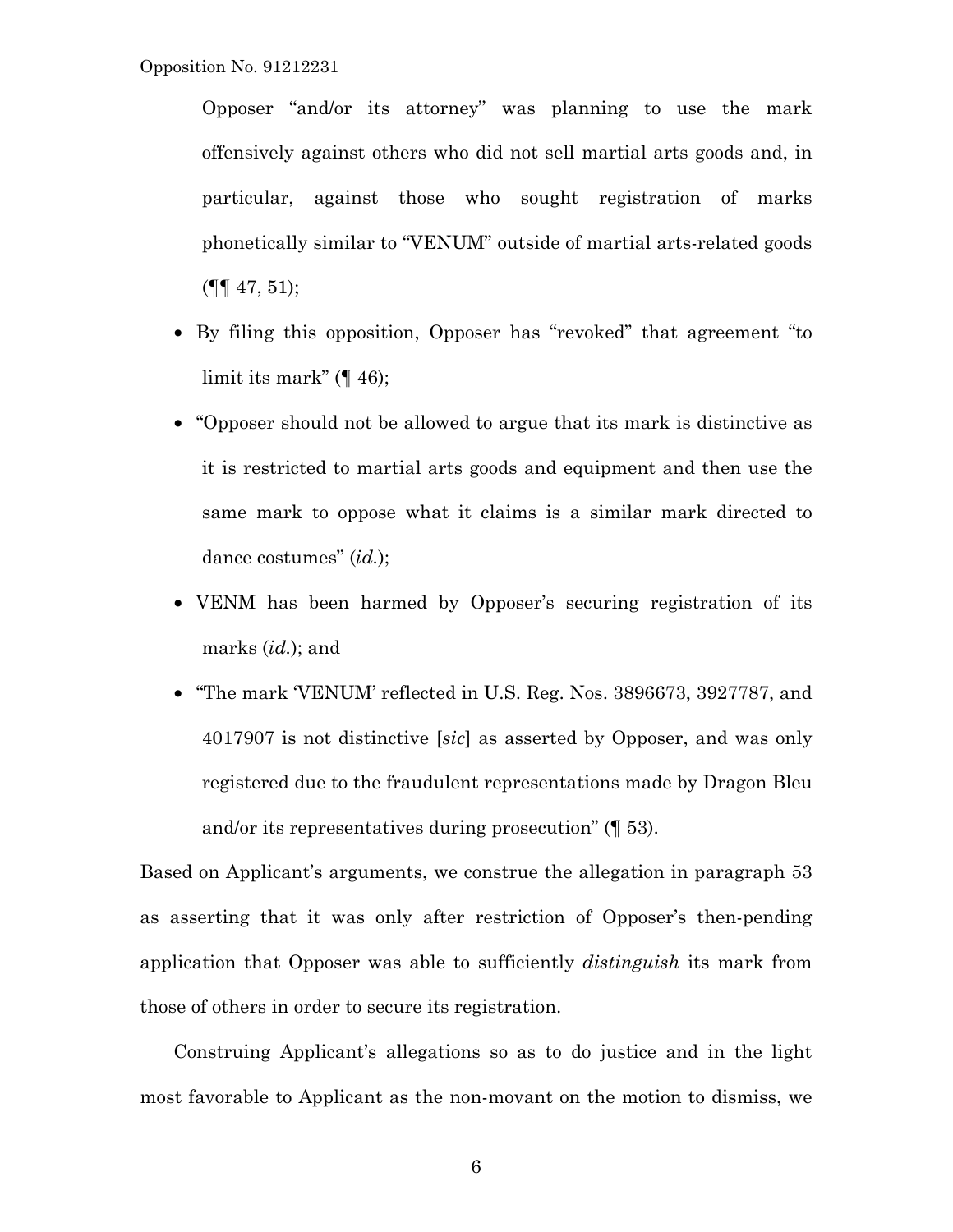Opposer "and/or its attorney" was planning to use the mark offensively against others who did not sell martial arts goods and, in particular, against those who sought registration of marks phonetically similar to "VENUM" outside of martial arts-related goods (¶¶ 47, 51);

- By filing this opposition, Opposer has "revoked" that agreement "to limit its mark" (¶ 46);
- "Opposer should not be allowed to argue that its mark is distinctive as it is restricted to martial arts goods and equipment and then use the same mark to oppose what it claims is a similar mark directed to dance costumes" (*id.*);
- VENM has been harmed by Opposer's securing registration of its marks (*id.*); and
- "The mark 'VENUM' reflected in U.S. Reg. Nos. 3896673, 3927787, and 4017907 is not distinctive [*sic*] as asserted by Opposer, and was only registered due to the fraudulent representations made by Dragon Bleu and/or its representatives during prosecution" (¶ 53).

Based on Applicant's arguments, we construe the allegation in paragraph 53 as asserting that it was only after restriction of Opposer's then-pending application that Opposer was able to sufficiently *distinguish* its mark from those of others in order to secure its registration.

Construing Applicant's allegations so as to do justice and in the light most favorable to Applicant as the non-movant on the motion to dismiss, we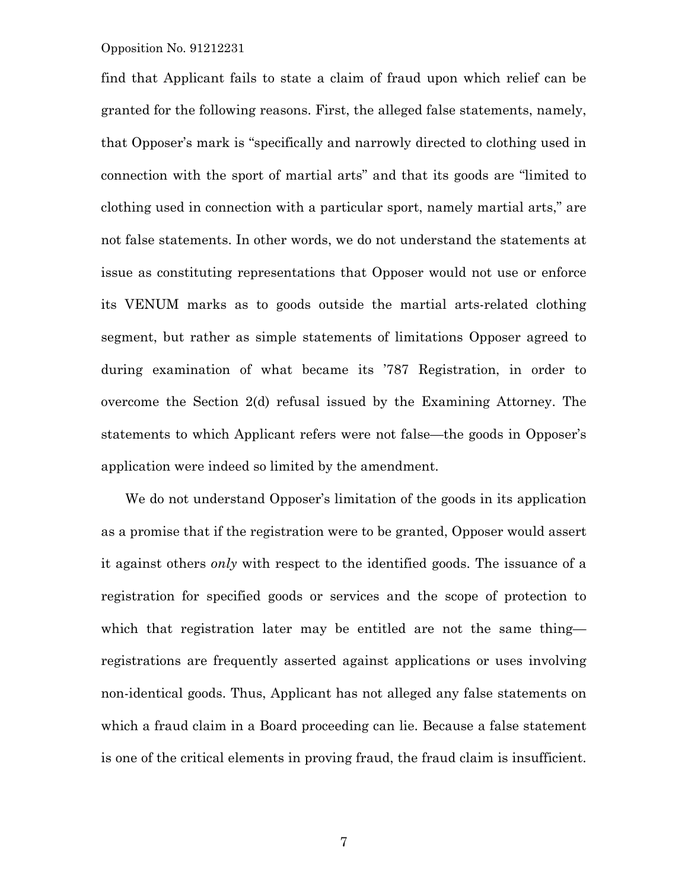find that Applicant fails to state a claim of fraud upon which relief can be granted for the following reasons. First, the alleged false statements, namely, that Opposer's mark is "specifically and narrowly directed to clothing used in connection with the sport of martial arts" and that its goods are "limited to clothing used in connection with a particular sport, namely martial arts," are not false statements. In other words, we do not understand the statements at issue as constituting representations that Opposer would not use or enforce its VENUM marks as to goods outside the martial arts-related clothing segment, but rather as simple statements of limitations Opposer agreed to during examination of what became its '787 Registration, in order to overcome the Section 2(d) refusal issued by the Examining Attorney. The statements to which Applicant refers were not false—the goods in Opposer's application were indeed so limited by the amendment.

We do not understand Opposer's limitation of the goods in its application as a promise that if the registration were to be granted, Opposer would assert it against others *only* with respect to the identified goods. The issuance of a registration for specified goods or services and the scope of protection to which that registration later may be entitled are not the same thing—registrations are frequently asserted against applications or uses involving non-identical goods. Thus, Applicant has not alleged any false statements on which a fraud claim in a Board proceeding can lie. Because a false statement is one of the critical elements in proving fraud, the fraud claim is insufficient.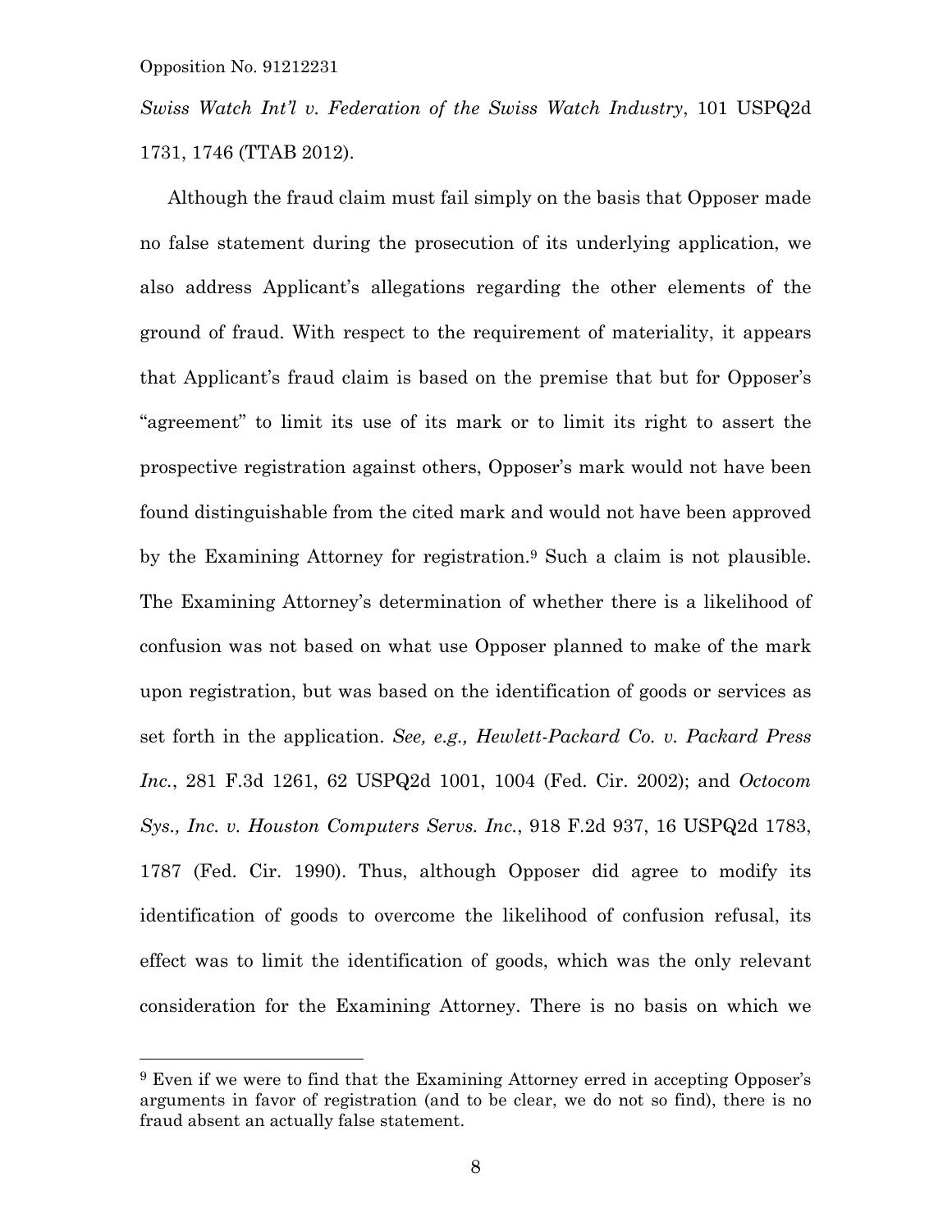*Swiss Watch Int'l v. Federation of the Swiss Watch Industry*, 101 USPQ2d 1731, 1746 (TTAB 2012).

Although the fraud claim must fail simply on the basis that Opposer made no false statement during the prosecution of its underlying application, we also address Applicant's allegations regarding the other elements of the ground of fraud. With respect to the requirement of materiality, it appears that Applicant's fraud claim is based on the premise that but for Opposer's "agreement" to limit its use of its mark or to limit its right to assert the prospective registration against others, Opposer's mark would not have been found distinguishable from the cited mark and would not have been approved by the Examining Attorney for registration.[9] Such a claim is not plausible. The Examining Attorney's determination of whether there is a likelihood of confusion was not based on what use Opposer planned to make of the mark upon registration, but was based on the identification of goods or services as set forth in the application. *See, e.g., Hewlett-Packard Co. v. Packard Press Inc.*, 281 F.3d 1261, 62 USPQ2d 1001, 1004 (Fed. Cir. 2002); and *Octocom Sys., Inc. v. Houston Computers Servs. Inc.*, 918 F.2d 937, 16 USPQ2d 1783, 1787 (Fed. Cir. 1990). Thus, although Opposer did agree to modify its identification of goods to overcome the likelihood of confusion refusal, its effect was to limit the identification of goods, which was the only relevant consideration for the Examining Attorney. There is no basis on which we

---

[9] Even if we were to find that the Examining Attorney erred in accepting Opposer's arguments in favor of registration (and to be clear, we do not so find), there is no fraud absent an actually false statement.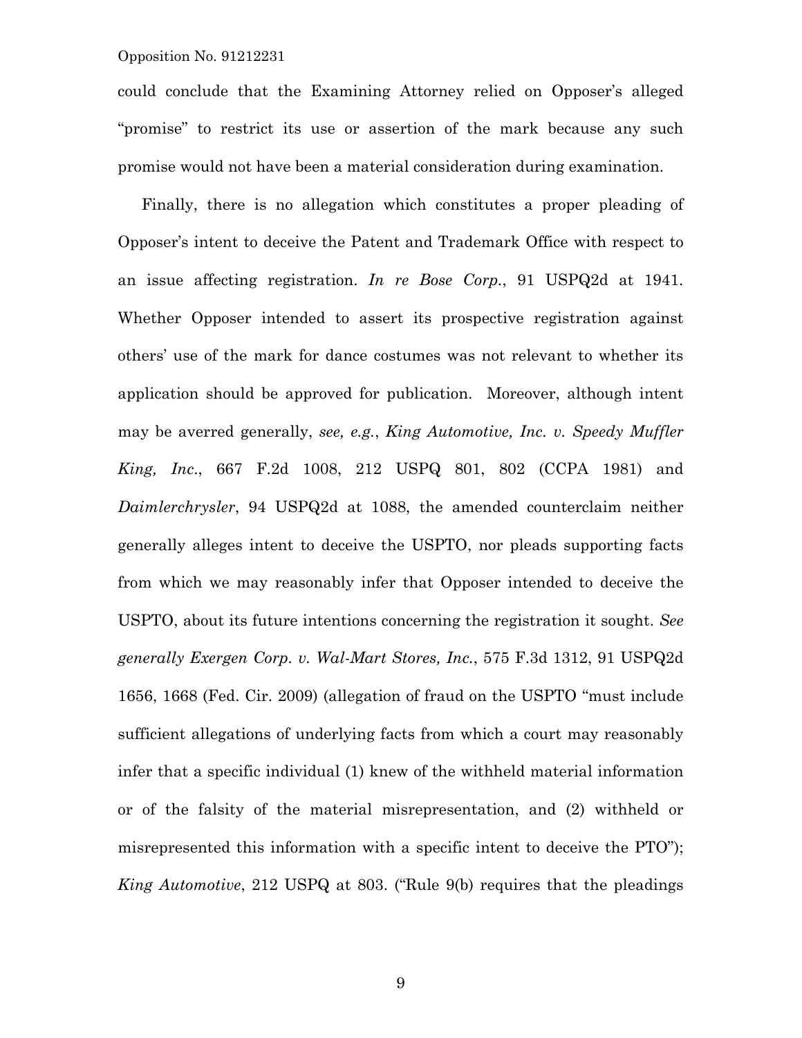could conclude that the Examining Attorney relied on Opposer's alleged "promise" to restrict its use or assertion of the mark because any such promise would not have been a material consideration during examination.

Finally, there is no allegation which constitutes a proper pleading of Opposer's intent to deceive the Patent and Trademark Office with respect to an issue affecting registration. *In re Bose Corp.*, 91 USPQ2d at 1941. Whether Opposer intended to assert its prospective registration against others' use of the mark for dance costumes was not relevant to whether its application should be approved for publication. Moreover, although intent may be averred generally, *see, e.g.*, *King Automotive, Inc. v. Speedy Muffler King, Inc.*, 667 F.2d 1008, 212 USPQ 801, 802 (CCPA 1981) and *Daimlerchrysler*, 94 USPQ2d at 1088, the amended counterclaim neither generally alleges intent to deceive the USPTO, nor pleads supporting facts from which we may reasonably infer that Opposer intended to deceive the USPTO, about its future intentions concerning the registration it sought. *See generally Exergen Corp. v. Wal-Mart Stores, Inc.*, 575 F.3d 1312, 91 USPQ2d 1656, 1668 (Fed. Cir. 2009) (allegation of fraud on the USPTO "must include sufficient allegations of underlying facts from which a court may reasonably infer that a specific individual (1) knew of the withheld material information or of the falsity of the material misrepresentation, and (2) withheld or misrepresented this information with a specific intent to deceive the PTO"); *King Automotive*, 212 USPQ at 803. ("Rule 9(b) requires that the pleadings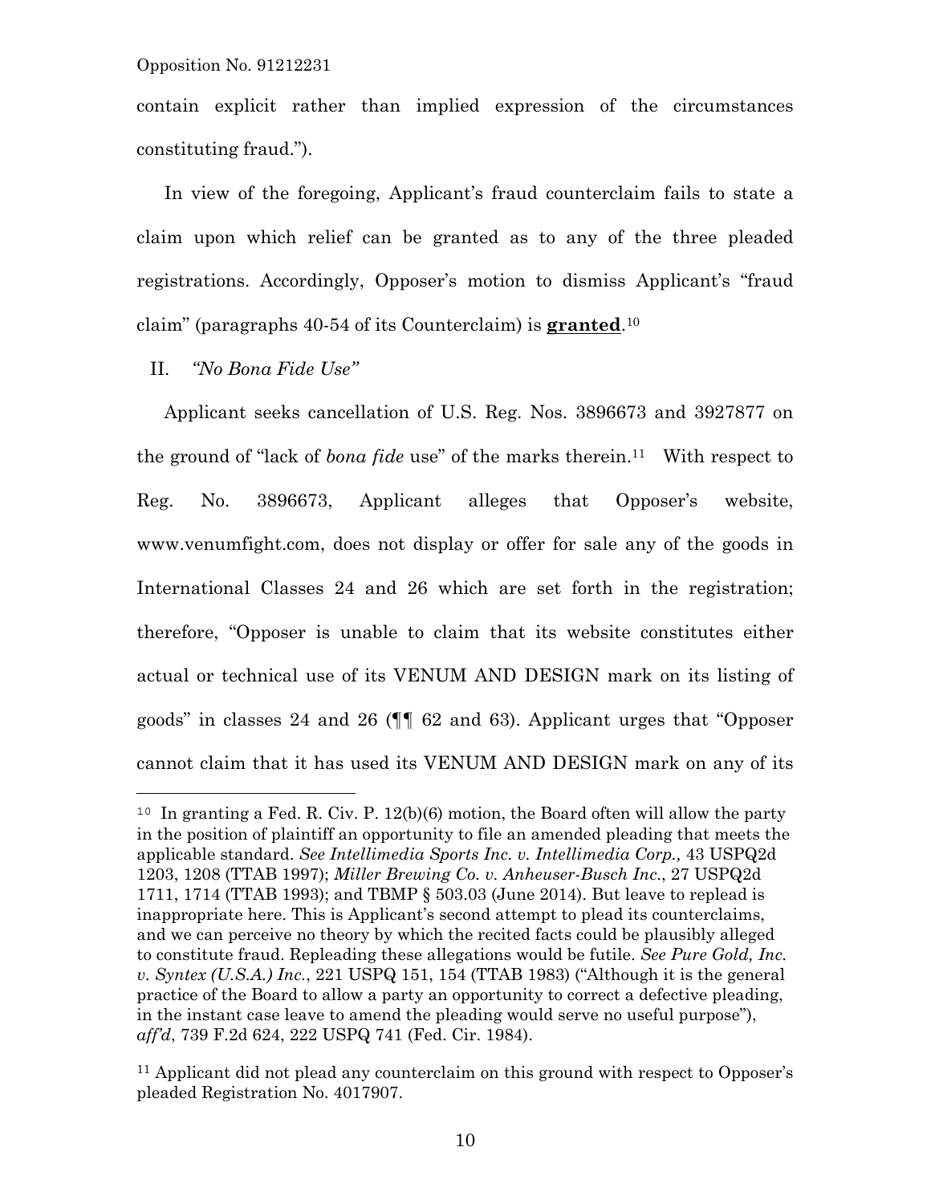contain explicit rather than implied expression of the circumstances constituting fraud.").

In view of the foregoing, Applicant's fraud counterclaim fails to state a claim upon which relief can be granted as to any of the three pleaded registrations. Accordingly, Opposer's motion to dismiss Applicant's "fraud claim" (paragraphs 40-54 of its Counterclaim) is **granted**.[10]

II. *"No Bona Fide Use"*

Applicant seeks cancellation of U.S. Reg. Nos. 3896673 and 3927877 on the ground of "lack of *bona fide* use" of the marks therein.[11] With respect to Reg. No. 3896673, Applicant alleges that Opposer's website, www.venumfight.com, does not display or offer for sale any of the goods in International Classes 24 and 26 which are set forth in the registration; therefore, "Opposer is unable to claim that its website constitutes either actual or technical use of its VENUM AND DESIGN mark on its listing of goods" in classes 24 and 26 (¶¶ 62 and 63). Applicant urges that "Opposer cannot claim that it has used its VENUM AND DESIGN mark on any of its

---

[10] In granting a Fed. R. Civ. P. 12(b)(6) motion, the Board often will allow the party in the position of plaintiff an opportunity to file an amended pleading that meets the applicable standard. *See Intellimedia Sports Inc. v. Intellimedia Corp.,* 43 USPQ2d 1203, 1208 (TTAB 1997); *Miller Brewing Co. v. Anheuser-Busch Inc.*, 27 USPQ2d 1711, 1714 (TTAB 1993); and TBMP § 503.03 (June 2014). But leave to replead is inappropriate here. This is Applicant's second attempt to plead its counterclaims, and we can perceive no theory by which the recited facts could be plausibly alleged to constitute fraud. Repleading these allegations would be futile. *See Pure Gold, Inc. v. Syntex (U.S.A.) Inc.*, 221 USPQ 151, 154 (TTAB 1983) ("Although it is the general practice of the Board to allow a party an opportunity to correct a defective pleading, in the instant case leave to amend the pleading would serve no useful purpose"), *aff'd*, 739 F.2d 624, 222 USPQ 741 (Fed. Cir. 1984).

[11] Applicant did not plead any counterclaim on this ground with respect to Opposer's pleaded Registration No. 4017907.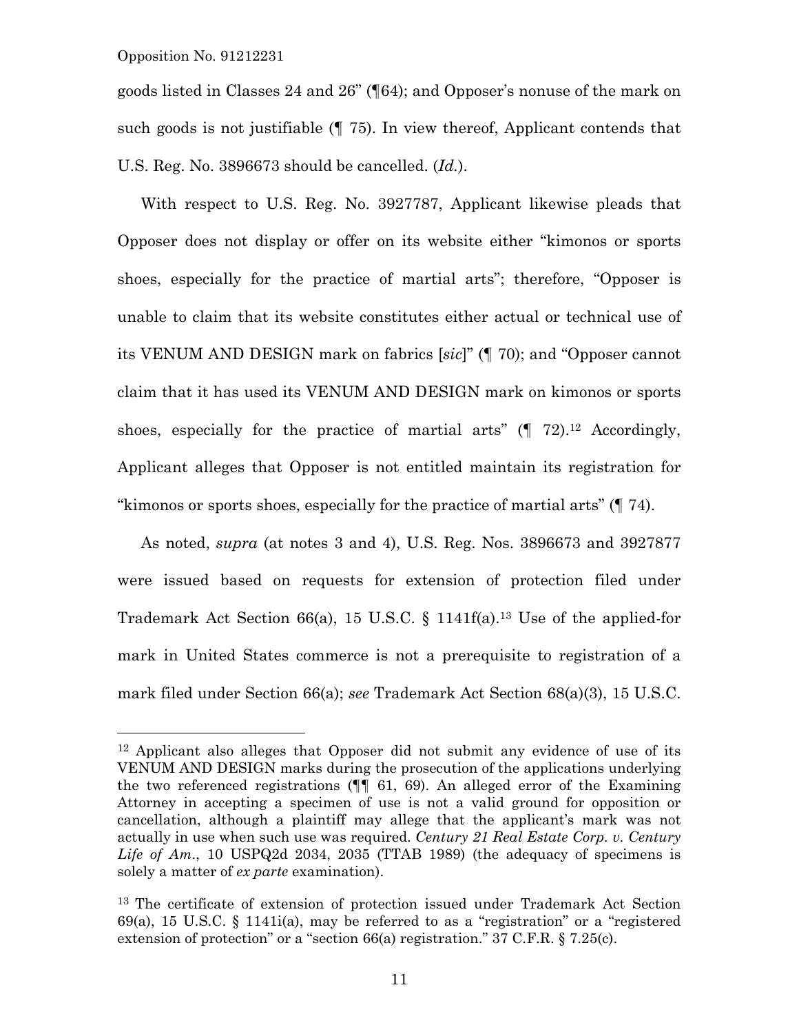goods listed in Classes 24 and 26" (¶64); and Opposer's nonuse of the mark on such goods is not justifiable (¶ 75). In view thereof, Applicant contends that U.S. Reg. No. 3896673 should be cancelled. (*Id.*).

With respect to U.S. Reg. No. 3927787, Applicant likewise pleads that Opposer does not display or offer on its website either "kimonos or sports shoes, especially for the practice of martial arts"; therefore, "Opposer is unable to claim that its website constitutes either actual or technical use of its VENUM AND DESIGN mark on fabrics [*sic*]" (¶ 70); and "Opposer cannot claim that it has used its VENUM AND DESIGN mark on kimonos or sports shoes, especially for the practice of martial arts" (¶ 72).[12] Accordingly, Applicant alleges that Opposer is not entitled maintain its registration for "kimonos or sports shoes, especially for the practice of martial arts" (¶ 74).

As noted, *supra* (at notes 3 and 4), U.S. Reg. Nos. 3896673 and 3927877 were issued based on requests for extension of protection filed under Trademark Act Section 66(a), 15 U.S.C. § 1141f(a).[13] Use of the applied-for mark in United States commerce is not a prerequisite to registration of a mark filed under Section 66(a); *see* Trademark Act Section 68(a)(3), 15 U.S.C.

---

[12] Applicant also alleges that Opposer did not submit any evidence of use of its VENUM AND DESIGN marks during the prosecution of the applications underlying the two referenced registrations (¶¶ 61, 69). An alleged error of the Examining Attorney in accepting a specimen of use is not a valid ground for opposition or cancellation, although a plaintiff may allege that the applicant's mark was not actually in use when such use was required. *Century 21 Real Estate Corp. v. Century Life of Am*., 10 USPQ2d 2034, 2035 (TTAB 1989) (the adequacy of specimens is solely a matter of *ex parte* examination).

[13] The certificate of extension of protection issued under Trademark Act Section 69(a), 15 U.S.C. § 1141i(a), may be referred to as a "registration" or a "registered extension of protection" or a "section 66(a) registration." 37 C.F.R. § 7.25(c).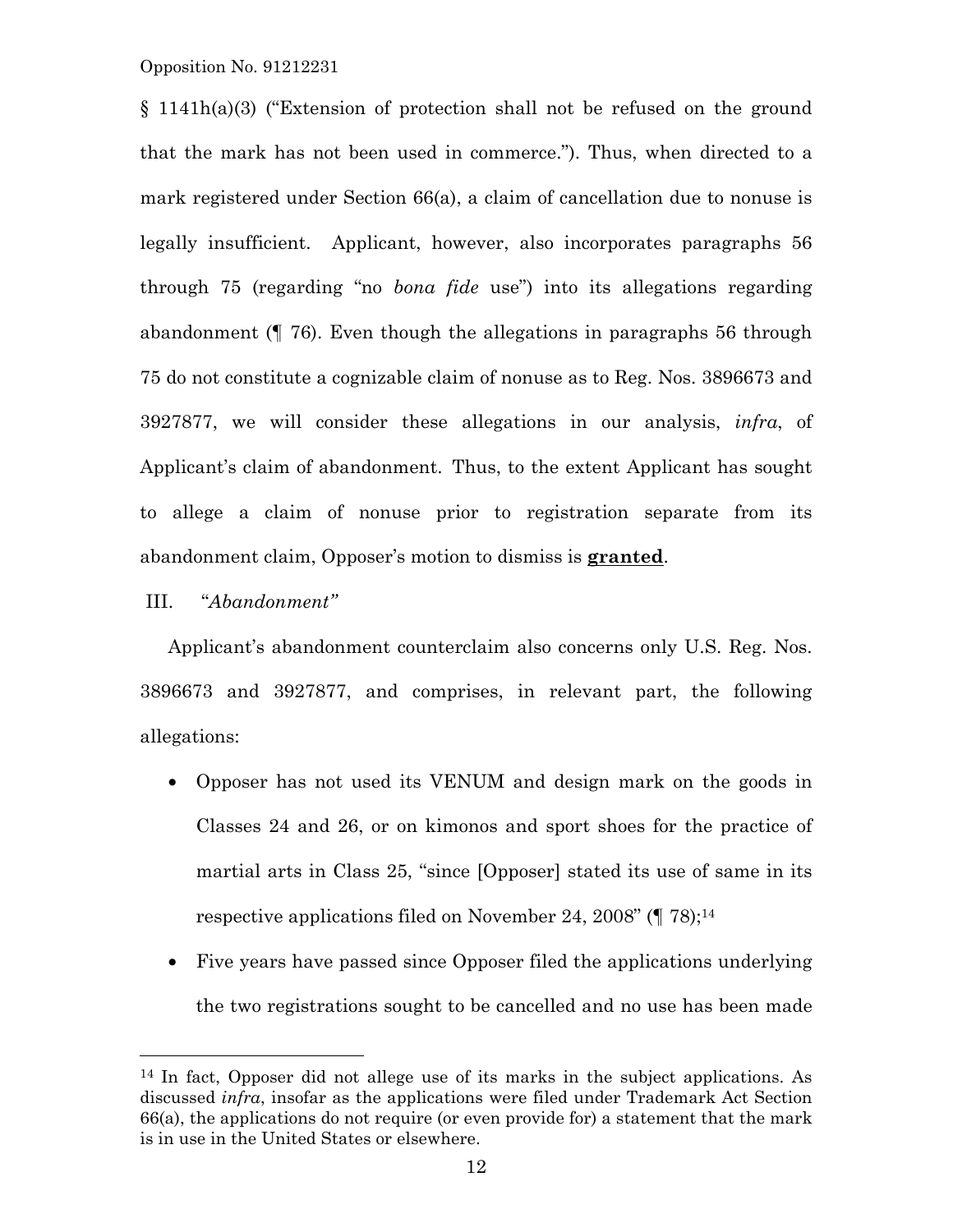§ 1141h(a)(3) ("Extension of protection shall not be refused on the ground that the mark has not been used in commerce."). Thus, when directed to a mark registered under Section 66(a), a claim of cancellation due to nonuse is legally insufficient. Applicant, however, also incorporates paragraphs 56 through 75 (regarding "no *bona fide* use") into its allegations regarding abandonment (¶ 76). Even though the allegations in paragraphs 56 through 75 do not constitute a cognizable claim of nonuse as to Reg. Nos. 3896673 and 3927877, we will consider these allegations in our analysis, *infra*, of Applicant's claim of abandonment. Thus, to the extent Applicant has sought to allege a claim of nonuse prior to registration separate from its abandonment claim, Opposer's motion to dismiss is **granted**.

III. *"Abandonment"*

Applicant's abandonment counterclaim also concerns only U.S. Reg. Nos. 3896673 and 3927877, and comprises, in relevant part, the following allegations:

- Opposer has not used its VENUM and design mark on the goods in Classes 24 and 26, or on kimonos and sport shoes for the practice of martial arts in Class 25, "since [Opposer] stated its use of same in its respective applications filed on November 24, 2008" (¶ 78);[14]
- Five years have passed since Opposer filed the applications underlying the two registrations sought to be cancelled and no use has been made

[14] In fact, Opposer did not allege use of its marks in the subject applications. As discussed *infra*, insofar as the applications were filed under Trademark Act Section 66(a), the applications do not require (or even provide for) a statement that the mark is in use in the United States or elsewhere.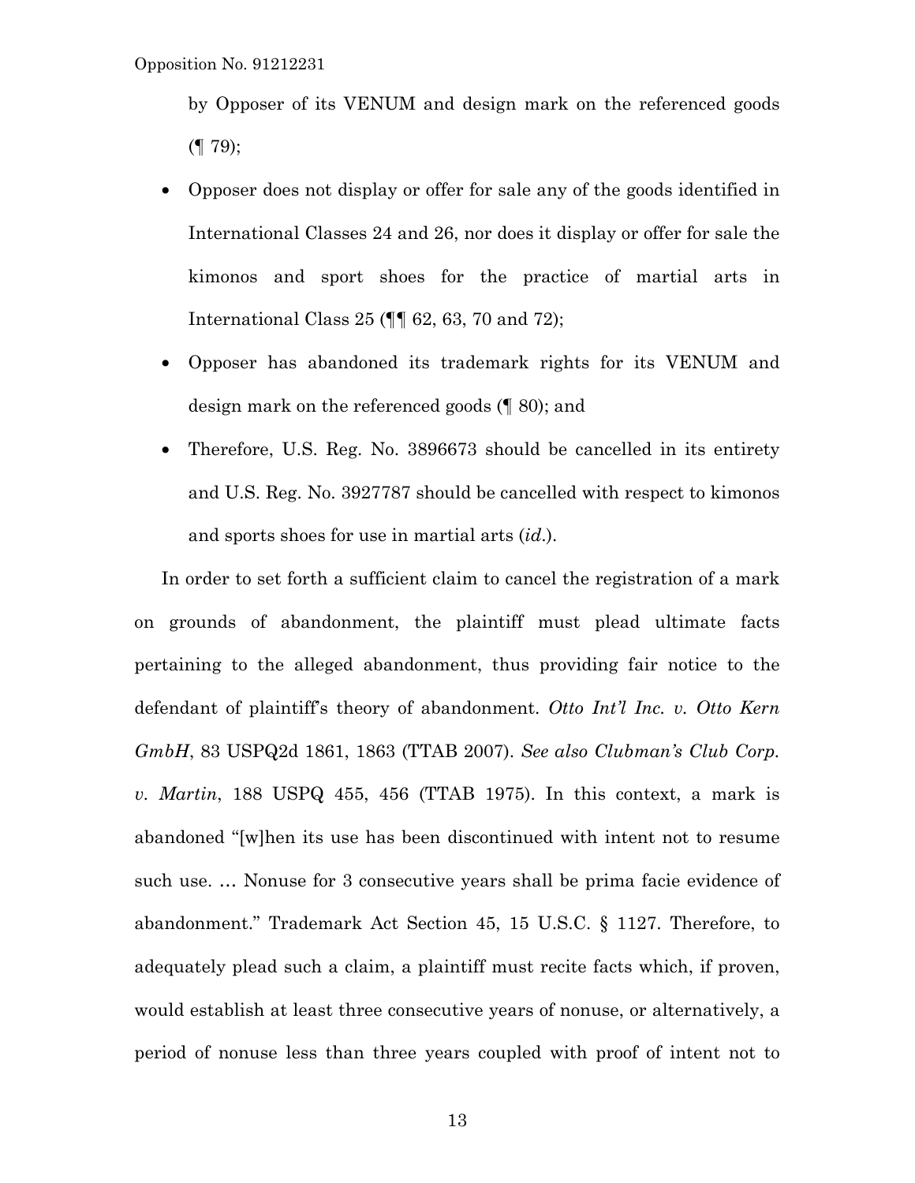by Opposer of its VENUM and design mark on the referenced goods (¶ 79);

- Opposer does not display or offer for sale any of the goods identified in International Classes 24 and 26, nor does it display or offer for sale the kimonos and sport shoes for the practice of martial arts in International Class 25 (¶¶ 62, 63, 70 and 72);
- Opposer has abandoned its trademark rights for its VENUM and design mark on the referenced goods (¶ 80); and
- Therefore, U.S. Reg. No. 3896673 should be cancelled in its entirety and U.S. Reg. No. 3927787 should be cancelled with respect to kimonos and sports shoes for use in martial arts (*id*.).

In order to set forth a sufficient claim to cancel the registration of a mark on grounds of abandonment, the plaintiff must plead ultimate facts pertaining to the alleged abandonment, thus providing fair notice to the defendant of plaintiff's theory of abandonment. *Otto Int'l Inc. v. Otto Kern GmbH*, 83 USPQ2d 1861, 1863 (TTAB 2007). *See also Clubman's Club Corp. v. Martin*, 188 USPQ 455, 456 (TTAB 1975). In this context, a mark is abandoned "[w]hen its use has been discontinued with intent not to resume such use. … Nonuse for 3 consecutive years shall be prima facie evidence of abandonment." Trademark Act Section 45, 15 U.S.C. § 1127. Therefore, to adequately plead such a claim, a plaintiff must recite facts which, if proven, would establish at least three consecutive years of nonuse, or alternatively, a period of nonuse less than three years coupled with proof of intent not to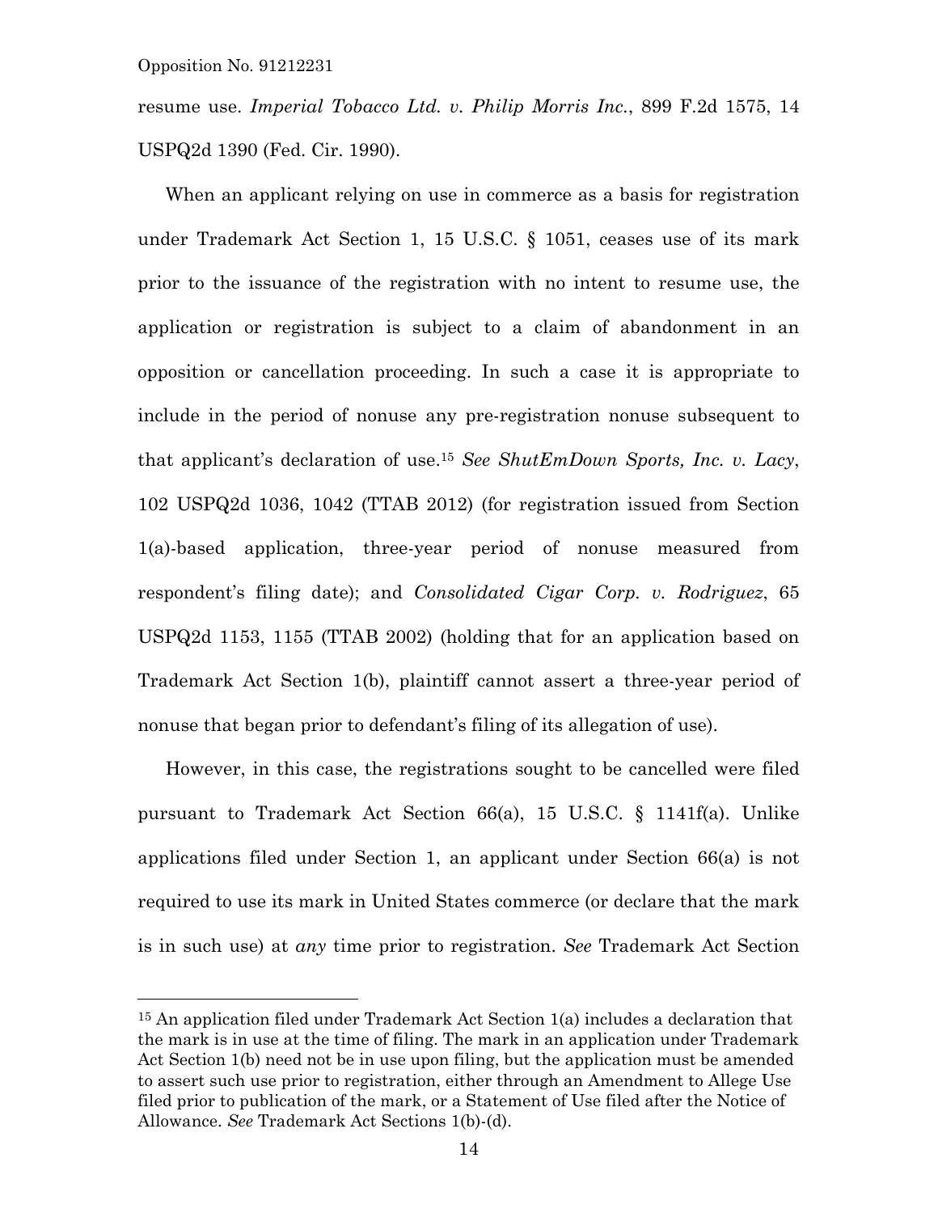resume use. *Imperial Tobacco Ltd. v. Philip Morris Inc.*, 899 F.2d 1575, 14 USPQ2d 1390 (Fed. Cir. 1990).

When an applicant relying on use in commerce as a basis for registration under Trademark Act Section 1, 15 U.S.C. § 1051, ceases use of its mark prior to the issuance of the registration with no intent to resume use, the application or registration is subject to a claim of abandonment in an opposition or cancellation proceeding. In such a case it is appropriate to include in the period of nonuse any pre-registration nonuse subsequent to that applicant's declaration of use.[15] *See ShutEmDown Sports, Inc. v. Lacy*, 102 USPQ2d 1036, 1042 (TTAB 2012) (for registration issued from Section 1(a)-based application, three-year period of nonuse measured from respondent's filing date); and *Consolidated Cigar Corp. v. Rodriguez*, 65 USPQ2d 1153, 1155 (TTAB 2002) (holding that for an application based on Trademark Act Section 1(b), plaintiff cannot assert a three-year period of nonuse that began prior to defendant's filing of its allegation of use).

However, in this case, the registrations sought to be cancelled were filed pursuant to Trademark Act Section 66(a), 15 U.S.C. § 1141f(a). Unlike applications filed under Section 1, an applicant under Section 66(a) is not required to use its mark in United States commerce (or declare that the mark is in such use) at *any* time prior to registration. *See* Trademark Act Section

---

[15] An application filed under Trademark Act Section 1(a) includes a declaration that the mark is in use at the time of filing. The mark in an application under Trademark Act Section 1(b) need not be in use upon filing, but the application must be amended to assert such use prior to registration, either through an Amendment to Allege Use filed prior to publication of the mark, or a Statement of Use filed after the Notice of Allowance. *See* Trademark Act Sections 1(b)-(d).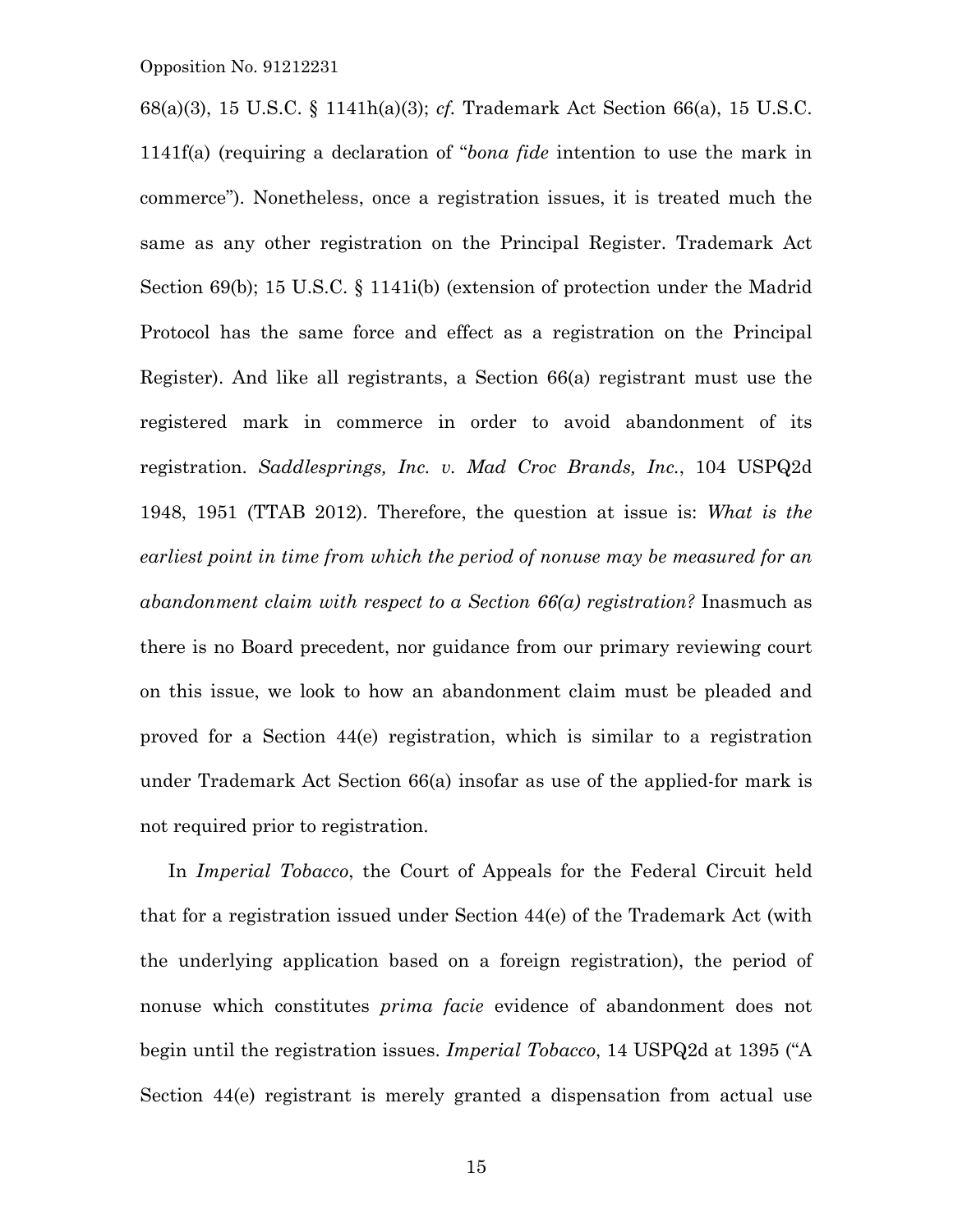68(a)(3), 15 U.S.C. § 1141h(a)(3); *cf.* Trademark Act Section 66(a), 15 U.S.C. 1141f(a) (requiring a declaration of "*bona fide* intention to use the mark in commerce"). Nonetheless, once a registration issues, it is treated much the same as any other registration on the Principal Register. Trademark Act Section 69(b); 15 U.S.C. § 1141i(b) (extension of protection under the Madrid Protocol has the same force and effect as a registration on the Principal Register). And like all registrants, a Section 66(a) registrant must use the registered mark in commerce in order to avoid abandonment of its registration. *Saddlesprings, Inc. v. Mad Croc Brands, Inc.*, 104 USPQ2d 1948, 1951 (TTAB 2012). Therefore, the question at issue is: *What is the earliest point in time from which the period of nonuse may be measured for an abandonment claim with respect to a Section 66(a) registration?* Inasmuch as there is no Board precedent, nor guidance from our primary reviewing court on this issue, we look to how an abandonment claim must be pleaded and proved for a Section 44(e) registration, which is similar to a registration under Trademark Act Section 66(a) insofar as use of the applied-for mark is not required prior to registration.

In *Imperial Tobacco*, the Court of Appeals for the Federal Circuit held that for a registration issued under Section 44(e) of the Trademark Act (with the underlying application based on a foreign registration), the period of nonuse which constitutes *prima facie* evidence of abandonment does not begin until the registration issues. *Imperial Tobacco*, 14 USPQ2d at 1395 ("A Section 44(e) registrant is merely granted a dispensation from actual use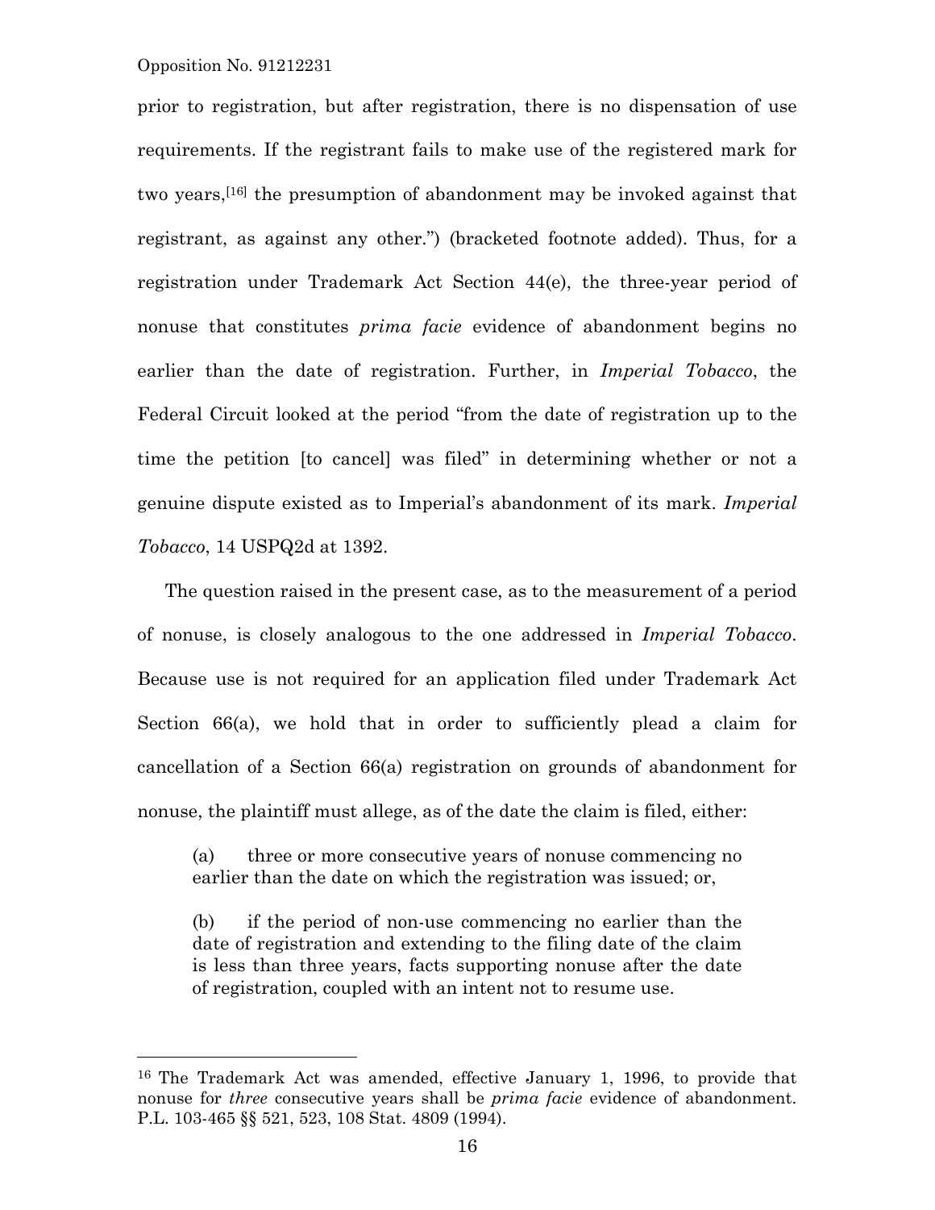prior to registration, but after registration, there is no dispensation of use requirements. If the registrant fails to make use of the registered mark for two years,[16] the presumption of abandonment may be invoked against that registrant, as against any other.") (bracketed footnote added). Thus, for a registration under Trademark Act Section 44(e), the three-year period of nonuse that constitutes *prima facie* evidence of abandonment begins no earlier than the date of registration. Further, in *Imperial Tobacco*, the Federal Circuit looked at the period "from the date of registration up to the time the petition [to cancel] was filed" in determining whether or not a genuine dispute existed as to Imperial's abandonment of its mark. *Imperial Tobacco*, 14 USPQ2d at 1392.

The question raised in the present case, as to the measurement of a period of nonuse, is closely analogous to the one addressed in *Imperial Tobacco*. Because use is not required for an application filed under Trademark Act Section 66(a), we hold that in order to sufficiently plead a claim for cancellation of a Section 66(a) registration on grounds of abandonment for nonuse, the plaintiff must allege, as of the date the claim is filed, either:

> (a) three or more consecutive years of nonuse commencing no earlier than the date on which the registration was issued; or,
>
> (b) if the period of non-use commencing no earlier than the date of registration and extending to the filing date of the claim is less than three years, facts supporting nonuse after the date of registration, coupled with an intent not to resume use.

---

[16] The Trademark Act was amended, effective January 1, 1996, to provide that nonuse for *three* consecutive years shall be *prima facie* evidence of abandonment. P.L. 103-465 §§ 521, 523, 108 Stat. 4809 (1994).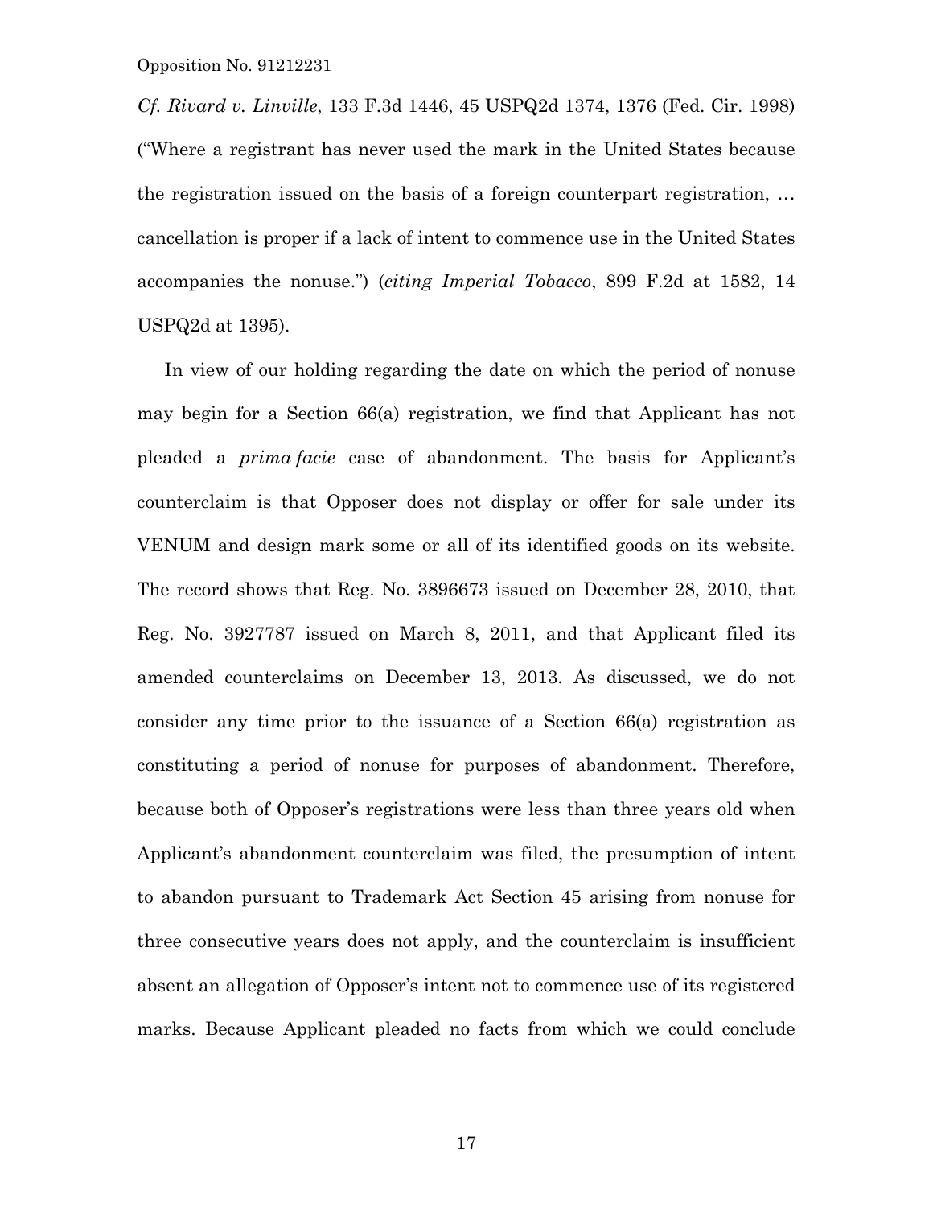*Cf. Rivard v. Linville*, 133 F.3d 1446, 45 USPQ2d 1374, 1376 (Fed. Cir. 1998) ("Where a registrant has never used the mark in the United States because the registration issued on the basis of a foreign counterpart registration, … cancellation is proper if a lack of intent to commence use in the United States accompanies the nonuse.") (*citing Imperial Tobacco*, 899 F.2d at 1582, 14 USPQ2d at 1395).

In view of our holding regarding the date on which the period of nonuse may begin for a Section 66(a) registration, we find that Applicant has not pleaded a *prima facie* case of abandonment. The basis for Applicant's counterclaim is that Opposer does not display or offer for sale under its VENUM and design mark some or all of its identified goods on its website. The record shows that Reg. No. 3896673 issued on December 28, 2010, that Reg. No. 3927787 issued on March 8, 2011, and that Applicant filed its amended counterclaims on December 13, 2013. As discussed, we do not consider any time prior to the issuance of a Section 66(a) registration as constituting a period of nonuse for purposes of abandonment. Therefore, because both of Opposer's registrations were less than three years old when Applicant's abandonment counterclaim was filed, the presumption of intent to abandon pursuant to Trademark Act Section 45 arising from nonuse for three consecutive years does not apply, and the counterclaim is insufficient absent an allegation of Opposer's intent not to commence use of its registered marks. Because Applicant pleaded no facts from which we could conclude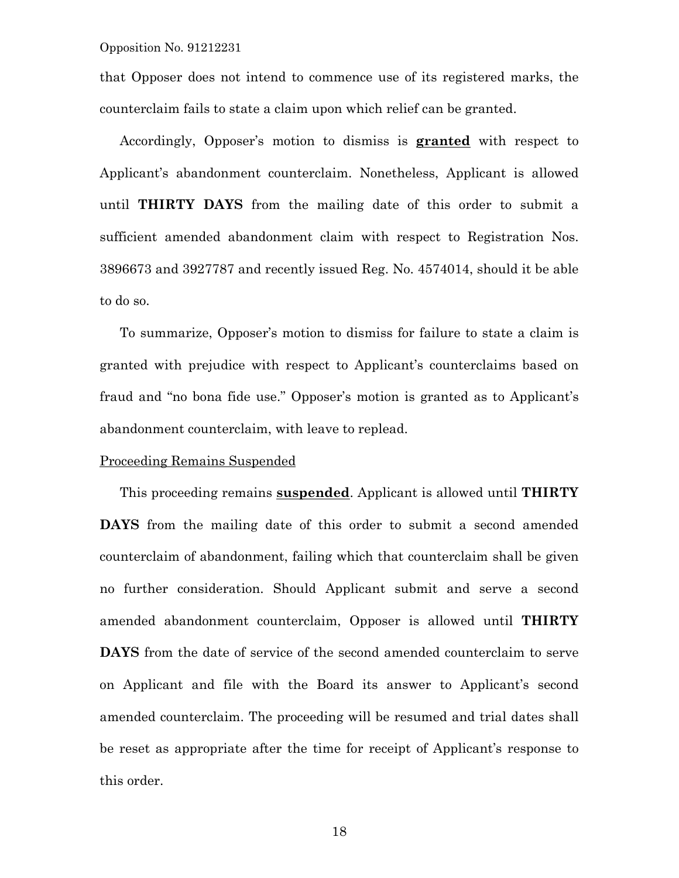that Opposer does not intend to commence use of its registered marks, the counterclaim fails to state a claim upon which relief can be granted.

Accordingly, Opposer's motion to dismiss is **granted** with respect to Applicant's abandonment counterclaim. Nonetheless, Applicant is allowed until **THIRTY DAYS** from the mailing date of this order to submit a sufficient amended abandonment claim with respect to Registration Nos. 3896673 and 3927787 and recently issued Reg. No. 4574014, should it be able to do so.

To summarize, Opposer's motion to dismiss for failure to state a claim is granted with prejudice with respect to Applicant's counterclaims based on fraud and "no bona fide use." Opposer's motion is granted as to Applicant's abandonment counterclaim, with leave to replead.

Proceeding Remains Suspended

This proceeding remains **suspended**. Applicant is allowed until **THIRTY DAYS** from the mailing date of this order to submit a second amended counterclaim of abandonment, failing which that counterclaim shall be given no further consideration. Should Applicant submit and serve a second amended abandonment counterclaim, Opposer is allowed until **THIRTY DAYS** from the date of service of the second amended counterclaim to serve on Applicant and file with the Board its answer to Applicant's second amended counterclaim. The proceeding will be resumed and trial dates shall be reset as appropriate after the time for receipt of Applicant's response to this order.